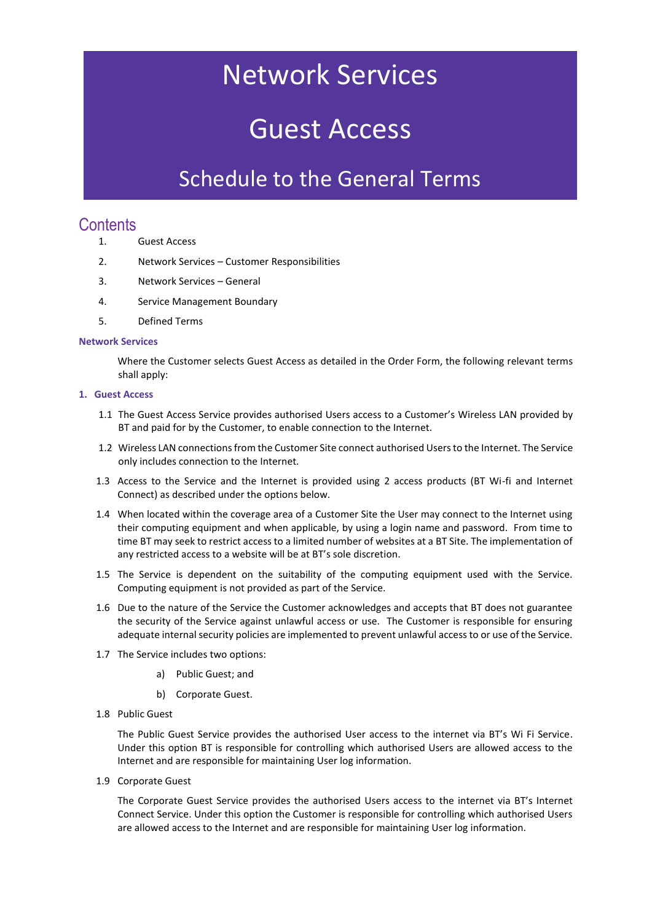# Network Services

# Guest Access

# Schedule to the General Terms

## Contents

1. Guest Access
2. Network Services – Customer Responsibilities
3. Network Services – General
4. Service Management Boundary
5. Defined Terms

**Network Services**

Where the Customer selects Guest Access as detailed in the Order Form, the following relevant terms shall apply:

## 1. Guest Access

1.1 The Guest Access Service provides authorised Users access to a Customer's Wireless LAN provided by BT and paid for by the Customer, to enable connection to the Internet.

1.2 Wireless LAN connections from the Customer Site connect authorised Users to the Internet. The Service only includes connection to the Internet.

1.3 Access to the Service and the Internet is provided using 2 access products (BT Wi-fi and Internet Connect) as described under the options below.

1.4 When located within the coverage area of a Customer Site the User may connect to the Internet using their computing equipment and when applicable, by using a login name and password. From time to time BT may seek to restrict access to a limited number of websites at a BT Site. The implementation of any restricted access to a website will be at BT's sole discretion.

1.5 The Service is dependent on the suitability of the computing equipment used with the Service. Computing equipment is not provided as part of the Service.

1.6 Due to the nature of the Service the Customer acknowledges and accepts that BT does not guarantee the security of the Service against unlawful access or use. The Customer is responsible for ensuring adequate internal security policies are implemented to prevent unlawful access to or use of the Service.

1.7 The Service includes two options:

a) Public Guest; and

b) Corporate Guest.

1.8 Public Guest

The Public Guest Service provides the authorised User access to the internet via BT's Wi Fi Service. Under this option BT is responsible for controlling which authorised Users are allowed access to the Internet and are responsible for maintaining User log information.

1.9 Corporate Guest

The Corporate Guest Service provides the authorised Users access to the internet via BT's Internet Connect Service. Under this option the Customer is responsible for controlling which authorised Users are allowed access to the Internet and are responsible for maintaining User log information.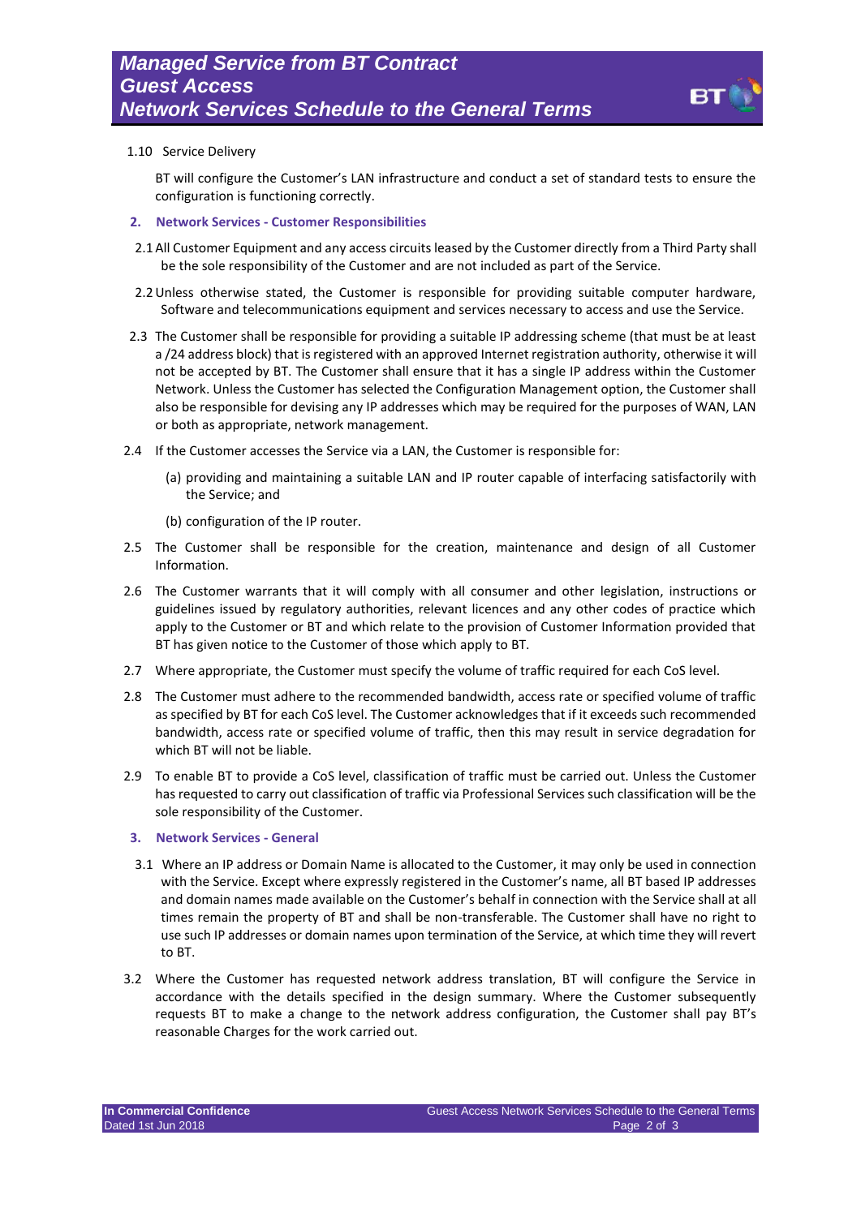1.10 Service Delivery

BT will configure the Customer's LAN infrastructure and conduct a set of standard tests to ensure the configuration is functioning correctly.

## 2. Network Services - Customer Responsibilities

2.1 All Customer Equipment and any access circuits leased by the Customer directly from a Third Party shall be the sole responsibility of the Customer and are not included as part of the Service.

2.2 Unless otherwise stated, the Customer is responsible for providing suitable computer hardware, Software and telecommunications equipment and services necessary to access and use the Service.

2.3 The Customer shall be responsible for providing a suitable IP addressing scheme (that must be at least a /24 address block) that is registered with an approved Internet registration authority, otherwise it will not be accepted by BT. The Customer shall ensure that it has a single IP address within the Customer Network. Unless the Customer has selected the Configuration Management option, the Customer shall also be responsible for devising any IP addresses which may be required for the purposes of WAN, LAN or both as appropriate, network management.

2.4 If the Customer accesses the Service via a LAN, the Customer is responsible for:

(a) providing and maintaining a suitable LAN and IP router capable of interfacing satisfactorily with the Service; and

(b) configuration of the IP router.

2.5 The Customer shall be responsible for the creation, maintenance and design of all Customer Information.

2.6 The Customer warrants that it will comply with all consumer and other legislation, instructions or guidelines issued by regulatory authorities, relevant licences and any other codes of practice which apply to the Customer or BT and which relate to the provision of Customer Information provided that BT has given notice to the Customer of those which apply to BT.

2.7 Where appropriate, the Customer must specify the volume of traffic required for each CoS level.

2.8 The Customer must adhere to the recommended bandwidth, access rate or specified volume of traffic as specified by BT for each CoS level. The Customer acknowledges that if it exceeds such recommended bandwidth, access rate or specified volume of traffic, then this may result in service degradation for which BT will not be liable.

2.9 To enable BT to provide a CoS level, classification of traffic must be carried out. Unless the Customer has requested to carry out classification of traffic via Professional Services such classification will be the sole responsibility of the Customer.

## 3. Network Services - General

3.1 Where an IP address or Domain Name is allocated to the Customer, it may only be used in connection with the Service. Except where expressly registered in the Customer's name, all BT based IP addresses and domain names made available on the Customer's behalf in connection with the Service shall at all times remain the property of BT and shall be non-transferable. The Customer shall have no right to use such IP addresses or domain names upon termination of the Service, at which time they will revert to BT.

3.2 Where the Customer has requested network address translation, BT will configure the Service in accordance with the details specified in the design summary. Where the Customer subsequently requests BT to make a change to the network address configuration, the Customer shall pay BT's reasonable Charges for the work carried out.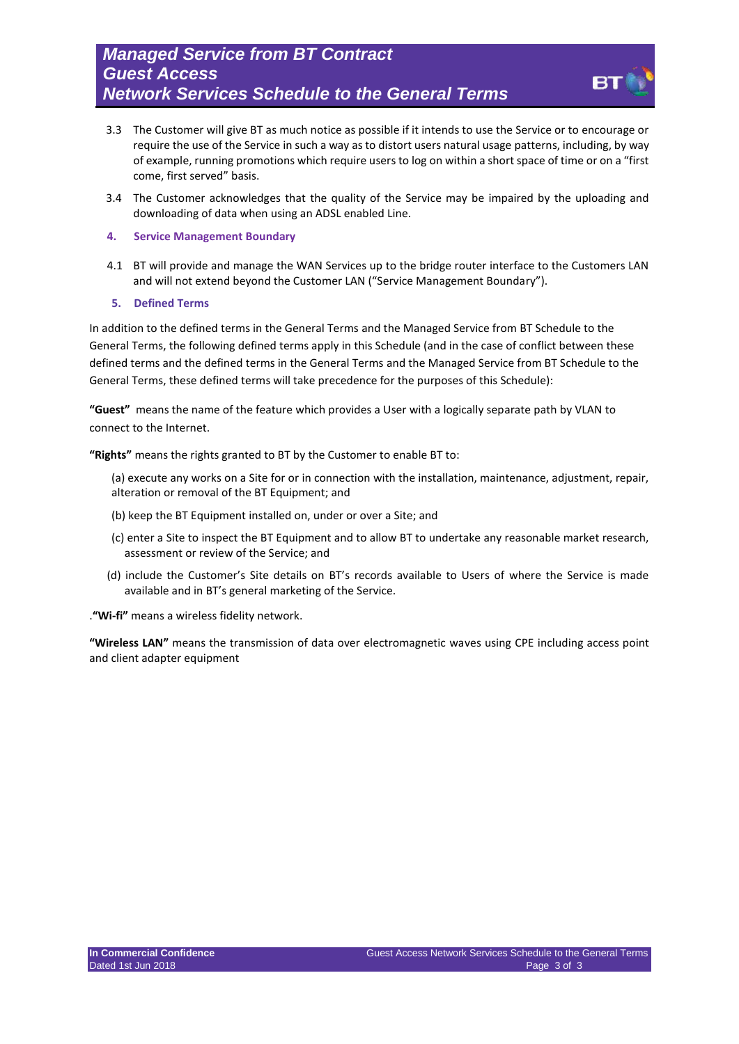3.3 The Customer will give BT as much notice as possible if it intends to use the Service or to encourage or require the use of the Service in such a way as to distort users natural usage patterns, including, by way of example, running promotions which require users to log on within a short space of time or on a "first come, first served" basis.

3.4 The Customer acknowledges that the quality of the Service may be impaired by the uploading and downloading of data when using an ADSL enabled Line.

## 4. Service Management Boundary

4.1 BT will provide and manage the WAN Services up to the bridge router interface to the Customers LAN and will not extend beyond the Customer LAN ("Service Management Boundary").

## 5. Defined Terms

In addition to the defined terms in the General Terms and the Managed Service from BT Schedule to the General Terms, the following defined terms apply in this Schedule (and in the case of conflict between these defined terms and the defined terms in the General Terms and the Managed Service from BT Schedule to the General Terms, these defined terms will take precedence for the purposes of this Schedule):

**"Guest"** means the name of the feature which provides a User with a logically separate path by VLAN to connect to the Internet.

**"Rights"** means the rights granted to BT by the Customer to enable BT to:

(a) execute any works on a Site for or in connection with the installation, maintenance, adjustment, repair, alteration or removal of the BT Equipment; and

(b) keep the BT Equipment installed on, under or over a Site; and

(c) enter a Site to inspect the BT Equipment and to allow BT to undertake any reasonable market research, assessment or review of the Service; and

(d) include the Customer's Site details on BT's records available to Users of where the Service is made available and in BT's general marketing of the Service.

.**"Wi-fi"** means a wireless fidelity network.

**"Wireless LAN"** means the transmission of data over electromagnetic waves using CPE including access point and client adapter equipment